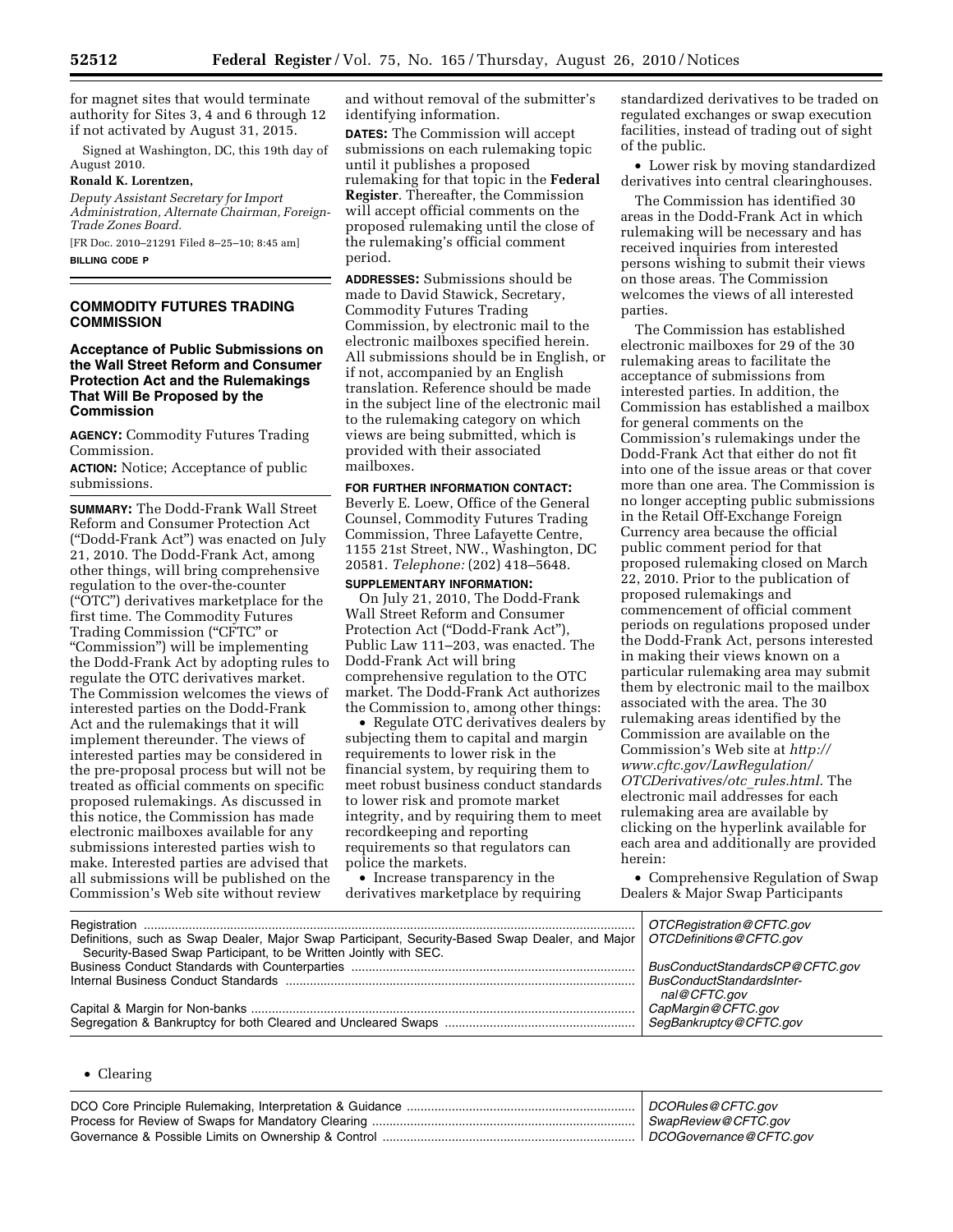for magnet sites that would terminate authority for Sites 3, 4 and 6 through 12 if not activated by August 31, 2015.

Signed at Washington, DC, this 19th day of August 2010.

**Ronald K. Lorentzen,**

*Deputy Assistant Secretary for Import Administration, Alternate Chairman, Foreign-Trade Zones Board.*

[FR Doc. 2010–21291 Filed 8–25–10; 8:45 am]

**BILLING CODE P**

## COMMODITY FUTURES TRADING COMMISSION

### Acceptance of Public Submissions on the Wall Street Reform and Consumer Protection Act and the Rulemakings That Will Be Proposed by the Commission

**AGENCY:** Commodity Futures Trading Commission.

**ACTION:** Notice; Acceptance of public submissions.

**SUMMARY:** The Dodd-Frank Wall Street Reform and Consumer Protection Act ("Dodd-Frank Act") was enacted on July 21, 2010. The Dodd-Frank Act, among other things, will bring comprehensive regulation to the over-the-counter ("OTC") derivatives marketplace for the first time. The Commodity Futures Trading Commission ("CFTC" or "Commission") will be implementing the Dodd-Frank Act by adopting rules to regulate the OTC derivatives market. The Commission welcomes the views of interested parties on the Dodd-Frank Act and the rulemakings that it will implement thereunder. The views of interested parties may be considered in the pre-proposal process but will not be treated as official comments on specific proposed rulemakings. As discussed in this notice, the Commission has made electronic mailboxes available for any submissions interested parties wish to make. Interested parties are advised that all submissions will be published on the Commission's Web site without review and without removal of the submitter's identifying information.

**DATES:** The Commission will accept submissions on each rulemaking topic until it publishes a proposed rulemaking for that topic in the **Federal Register**. Thereafter, the Commission will accept official comments on the proposed rulemaking until the close of the rulemaking's official comment period.

**ADDRESSES:** Submissions should be made to David Stawick, Secretary, Commodity Futures Trading Commission, by electronic mail to the electronic mailboxes specified herein. All submissions should be in English, or if not, accompanied by an English translation. Reference should be made in the subject line of the electronic mail to the rulemaking category on which views are being submitted, which is provided with their associated mailboxes.

**FOR FURTHER INFORMATION CONTACT:** Beverly E. Loew, Office of the General Counsel, Commodity Futures Trading Commission, Three Lafayette Centre, 1155 21st Street, NW., Washington, DC 20581. *Telephone:* (202) 418–5648.

**SUPPLEMENTARY INFORMATION:**

On July 21, 2010, The Dodd-Frank Wall Street Reform and Consumer Protection Act ("Dodd-Frank Act"), Public Law 111–203, was enacted. The Dodd-Frank Act will bring comprehensive regulation to the OTC market. The Dodd-Frank Act authorizes the Commission to, among other things:

- Regulate OTC derivatives dealers by subjecting them to capital and margin requirements to lower risk in the financial system, by requiring them to meet robust business conduct standards to lower risk and promote market integrity, and by requiring them to meet recordkeeping and reporting requirements so that regulators can police the markets.
- Increase transparency in the derivatives marketplace by requiring standardized derivatives to be traded on regulated exchanges or swap execution facilities, instead of trading out of sight of the public.
- Lower risk by moving standardized derivatives into central clearinghouses.

The Commission has identified 30 areas in the Dodd-Frank Act in which rulemaking will be necessary and has received inquiries from interested persons wishing to submit their views on those areas. The Commission welcomes the views of all interested parties.

The Commission has established electronic mailboxes for 29 of the 30 rulemaking areas to facilitate the acceptance of submissions from interested parties. In addition, the Commission has established a mailbox for general comments on the Commission's rulemakings under the Dodd-Frank Act that either do not fit into one of the issue areas or that cover more than one area. The Commission is no longer accepting public submissions in the Retail Off-Exchange Foreign Currency area because the official public comment period for that proposed rulemaking closed on March 22, 2010. Prior to the publication of proposed rulemakings and commencement of official comment periods on regulations proposed under the Dodd-Frank Act, persons interested in making their views known on a particular rulemaking area may submit them by electronic mail to the mailbox associated with the area. The 30 rulemaking areas identified by the Commission are available on the Commission's Web site at *http://www.cftc.gov/LawRegulation/OTCDerivatives/otc_rules.html*. The electronic mail addresses for each rulemaking area are available by clicking on the hyperlink available for each area and additionally are provided herein:

- Comprehensive Regulation of Swap Dealers & Major Swap Participants

| | |
|---|---|
| Registration | *OTCRegistration@CFTC.gov* |
| Definitions, such as Swap Dealer, Major Swap Participant, Security-Based Swap Dealer, and Major Security-Based Swap Participant, to be Written Jointly with SEC. | *OTCDefinitions@CFTC.gov* |
| Business Conduct Standards with Counterparties | *BusConductStandardsCP@CFTC.gov* |
| Internal Business Conduct Standards | *BusConductStandardsInternal@CFTC.gov* |
| Capital & Margin for Non-banks | *CapMargin@CFTC.gov* |
| Segregation & Bankruptcy for both Cleared and Uncleared Swaps | *SegBankruptcy@CFTC.gov* |

- Clearing

| | |
|---|---|
| DCO Core Principle Rulemaking, Interpretation & Guidance | *DCORules@CFTC.gov* |
| Process for Review of Swaps for Mandatory Clearing | *SwapReview@CFTC.gov* |
| Governance & Possible Limits on Ownership & Control | *DCOGovernance@CFTC.gov* |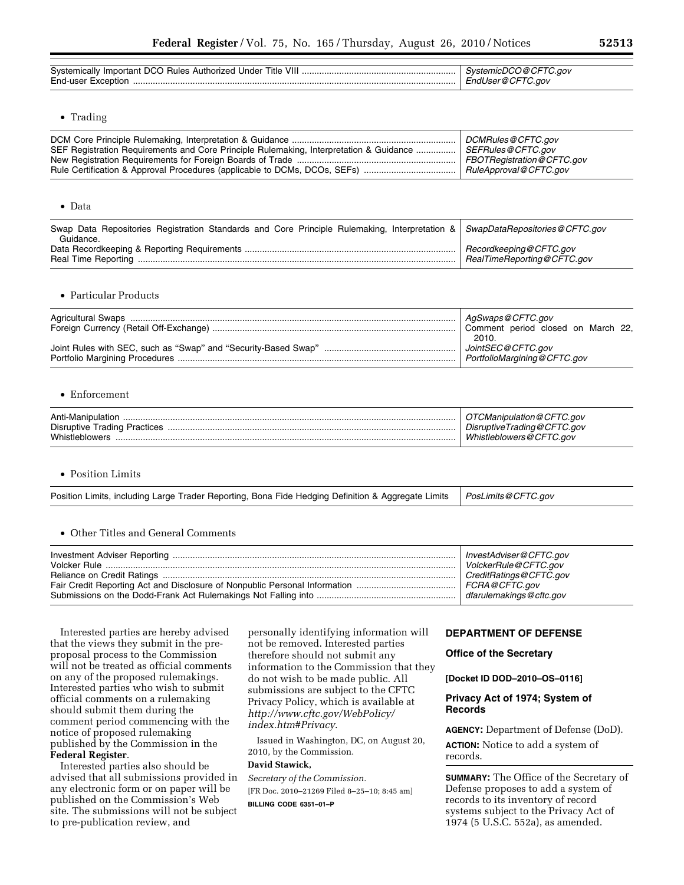| | |
|---|---|
| Systemically Important DCO Rules Authorized Under Title VIII | *SystemicDCO@CFTC.gov* |
| End-user Exception | *EndUser@CFTC.gov* |

- Trading

| | |
|---|---|
| DCM Core Principle Rulemaking, Interpretation & Guidance | *DCMRules@CFTC.gov* |
| SEF Registration Requirements and Core Principle Rulemaking, Interpretation & Guidance | *SEFRules@CFTC.gov* |
| New Registration Requirements for Foreign Boards of Trade | *FBOTRegistration@CFTC.gov* |
| Rule Certification & Approval Procedures (applicable to DCMs, DCOs, SEFs) | *RuleApproval@CFTC.gov* |

- Data

| | |
|---|---|
| Swap Data Repositories Registration Standards and Core Principle Rulemaking, Interpretation & Guidance. | *SwapDataRepositories@CFTC.gov* |
| Data Recordkeeping & Reporting Requirements | *Recordkeeping@CFTC.gov* |
| Real Time Reporting | *RealTimeReporting@CFTC.gov* |

- Particular Products

| | |
|---|---|
| Agricultural Swaps | *AgSwaps@CFTC.gov* |
| Foreign Currency (Retail Off-Exchange) | Comment period closed on March 22, 2010. |
| Joint Rules with SEC, such as "Swap" and "Security-Based Swap" | *JointSEC@CFTC.gov* |
| Portfolio Margining Procedures | *PortfolioMargining@CFTC.gov* |

- Enforcement

| | |
|---|---|
| Anti-Manipulation | *OTCManipulation@CFTC.gov* |
| Disruptive Trading Practices | *DisruptiveTrading@CFTC.gov* |
| Whistleblowers | *Whistleblowers@CFTC.gov* |

- Position Limits

| | |
|---|---|
| Position Limits, including Large Trader Reporting, Bona Fide Hedging Definition & Aggregate Limits | *PosLimits@CFTC.gov* |

- Other Titles and General Comments

| | |
|---|---|
| Investment Adviser Reporting | *InvestAdviser@CFTC.gov* |
| Volcker Rule | *VolckerRule@CFTC.gov* |
| Reliance on Credit Ratings | *CreditRatings@CFTC.gov* |
| Fair Credit Reporting Act and Disclosure of Nonpublic Personal Information | *FCRA@CFTC.gov* |
| Submissions on the Dodd-Frank Act Rulemakings Not Falling into | *dfarulemakings@cftc.gov* |

Interested parties are hereby advised that the views they submit in the pre-proposal process to the Commission will not be treated as official comments on any of the proposed rulemakings. Interested parties who wish to submit official comments on a rulemaking should submit them during the comment period commencing with the notice of proposed rulemaking published by the Commission in the **Federal Register**.

Interested parties also should be advised that all submissions provided in any electronic form or on paper will be published on the Commission's Web site. The submissions will not be subject to pre-publication review, and personally identifying information will not be removed. Interested parties therefore should not submit any information to the Commission that they do not wish to be made public. All submissions are subject to the CFTC Privacy Policy, which is available at *http://www.cftc.gov/WebPolicy/index.htm#Privacy*.

Issued in Washington, DC, on August 20, 2010, by the Commission.

**David Stawick,**

*Secretary of the Commission.*

[FR Doc. 2010–21269 Filed 8–25–10; 8:45 am]

**BILLING CODE 6351–01–P**

## DEPARTMENT OF DEFENSE

### Office of the Secretary

**[Docket ID DOD–2010–OS–0116]**

### Privacy Act of 1974; System of Records

**AGENCY:** Department of Defense (DoD).

**ACTION:** Notice to add a system of records.

**SUMMARY:** The Office of the Secretary of Defense proposes to add a system of records to its inventory of record systems subject to the Privacy Act of 1974 (5 U.S.C. 552a), as amended.